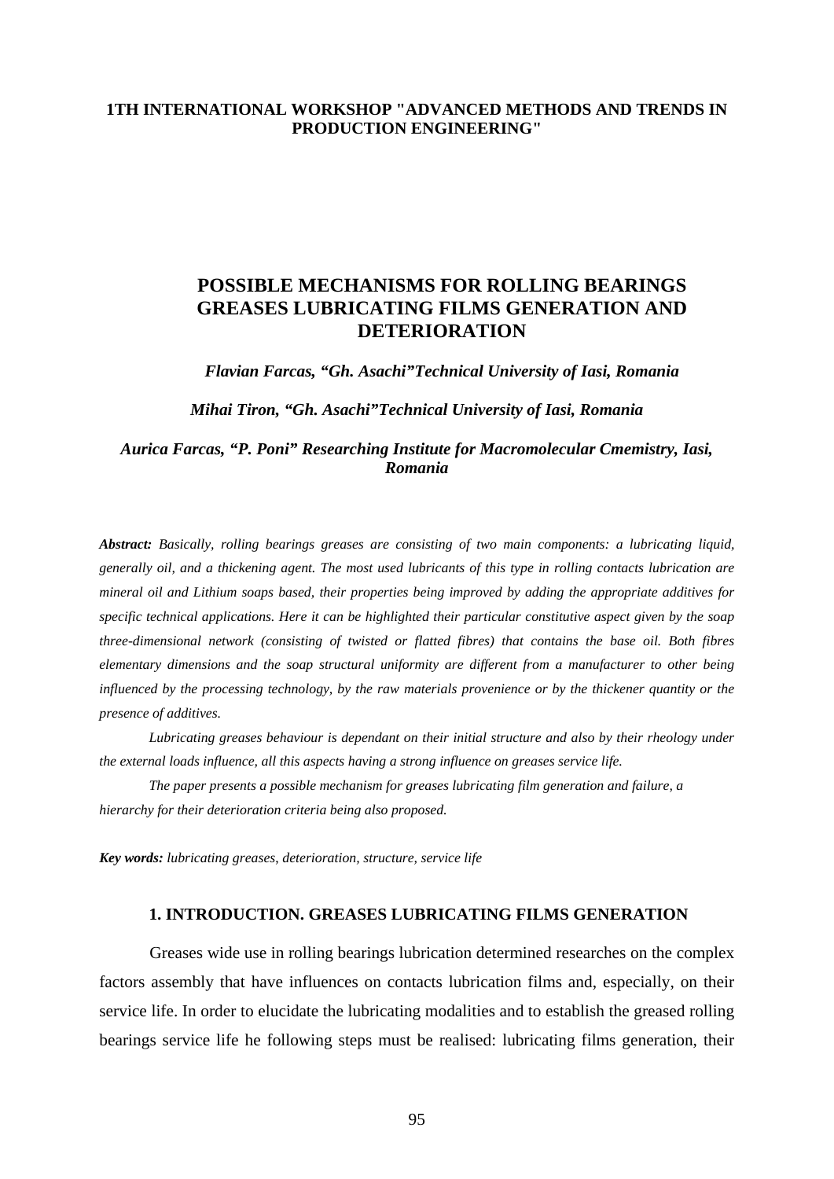**1TH INTERNATIONAL WORKSHOP "ADVANCED METHODS AND TRENDS IN PRODUCTION ENGINEERING"**

# POSSIBLE MECHANISMS FOR ROLLING BEARINGS GREASES LUBRICATING FILMS GENERATION AND DETERIORATION

***Flavian Farcas, "Gh. Asachi"Technical University of Iasi, Romania***

***Mihai Tiron, "Gh. Asachi"Technical University of Iasi, Romania***

***Aurica Farcas, "P. Poni" Researching Institute for Macromolecular Cmemistry, Iasi, Romania***

***Abstract:*** *Basically, rolling bearings greases are consisting of two main components: a lubricating liquid, generally oil, and a thickening agent. The most used lubricants of this type in rolling contacts lubrication are mineral oil and Lithium soaps based, their properties being improved by adding the appropriate additives for specific technical applications. Here it can be highlighted their particular constitutive aspect given by the soap three-dimensional network (consisting of twisted or flatted fibres) that contains the base oil. Both fibres elementary dimensions and the soap structural uniformity are different from a manufacturer to other being influenced by the processing technology, by the raw materials provenience or by the thickener quantity or the presence of additives.*

*Lubricating greases behaviour is dependant on their initial structure and also by their rheology under the external loads influence, all this aspects having a strong influence on greases service life.*

*The paper presents a possible mechanism for greases lubricating film generation and failure, a hierarchy for their deterioration criteria being also proposed.*

***Key words:*** *lubricating greases, deterioration, structure, service life*

## 1. INTRODUCTION. GREASES LUBRICATING FILMS GENERATION

Greases wide use in rolling bearings lubrication determined researches on the complex factors assembly that have influences on contacts lubrication films and, especially, on their service life. In order to elucidate the lubricating modalities and to establish the greased rolling bearings service life he following steps must be realised: lubricating films generation, their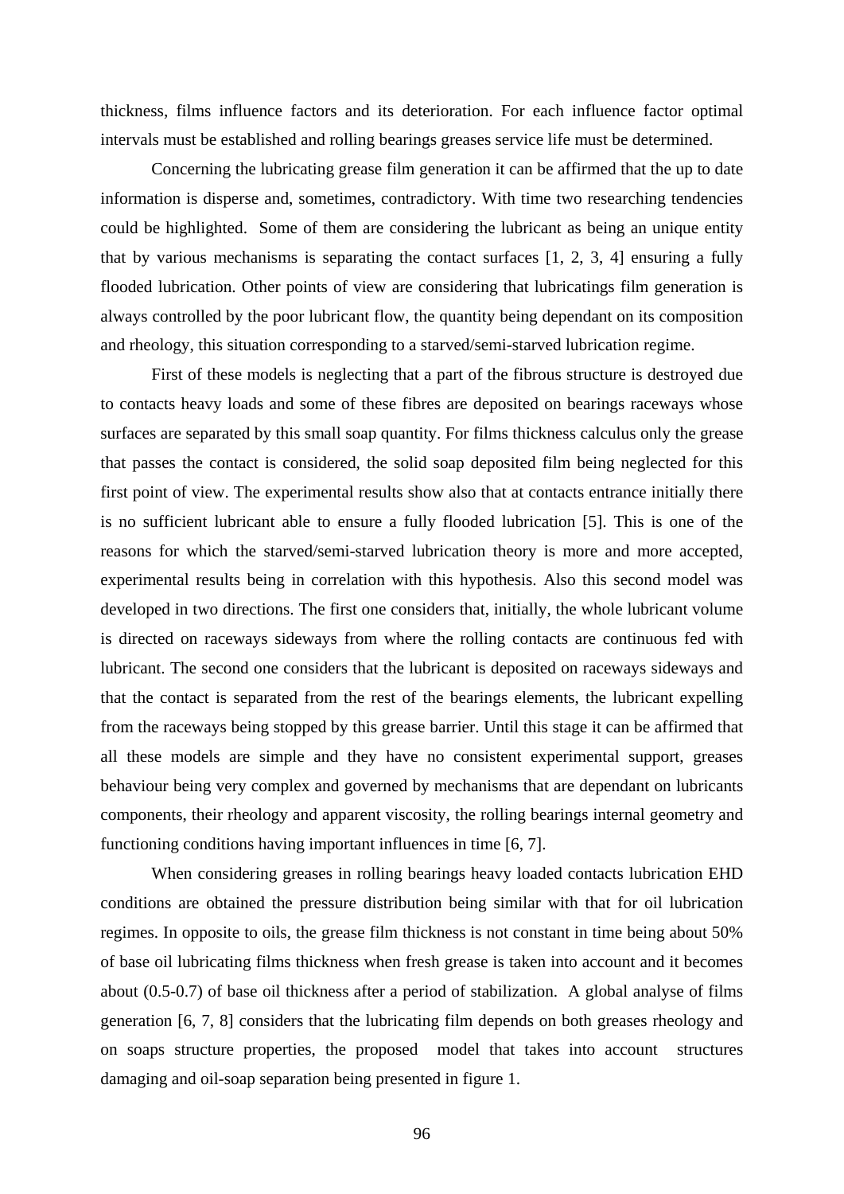thickness, films influence factors and its deterioration. For each influence factor optimal intervals must be established and rolling bearings greases service life must be determined.

Concerning the lubricating grease film generation it can be affirmed that the up to date information is disperse and, sometimes, contradictory. With time two researching tendencies could be highlighted. Some of them are considering the lubricant as being an unique entity that by various mechanisms is separating the contact surfaces [1, 2, 3, 4] ensuring a fully flooded lubrication. Other points of view are considering that lubricatings film generation is always controlled by the poor lubricant flow, the quantity being dependant on its composition and rheology, this situation corresponding to a starved/semi-starved lubrication regime.

First of these models is neglecting that a part of the fibrous structure is destroyed due to contacts heavy loads and some of these fibres are deposited on bearings raceways whose surfaces are separated by this small soap quantity. For films thickness calculus only the grease that passes the contact is considered, the solid soap deposited film being neglected for this first point of view. The experimental results show also that at contacts entrance initially there is no sufficient lubricant able to ensure a fully flooded lubrication [5]. This is one of the reasons for which the starved/semi-starved lubrication theory is more and more accepted, experimental results being in correlation with this hypothesis. Also this second model was developed in two directions. The first one considers that, initially, the whole lubricant volume is directed on raceways sideways from where the rolling contacts are continuous fed with lubricant. The second one considers that the lubricant is deposited on raceways sideways and that the contact is separated from the rest of the bearings elements, the lubricant expelling from the raceways being stopped by this grease barrier. Until this stage it can be affirmed that all these models are simple and they have no consistent experimental support, greases behaviour being very complex and governed by mechanisms that are dependant on lubricants components, their rheology and apparent viscosity, the rolling bearings internal geometry and functioning conditions having important influences in time [6, 7].

When considering greases in rolling bearings heavy loaded contacts lubrication EHD conditions are obtained the pressure distribution being similar with that for oil lubrication regimes. In opposite to oils, the grease film thickness is not constant in time being about 50% of base oil lubricating films thickness when fresh grease is taken into account and it becomes about (0.5-0.7) of base oil thickness after a period of stabilization. A global analyse of films generation [6, 7, 8] considers that the lubricating film depends on both greases rheology and on soaps structure properties, the proposed model that takes into account structures damaging and oil-soap separation being presented in figure 1.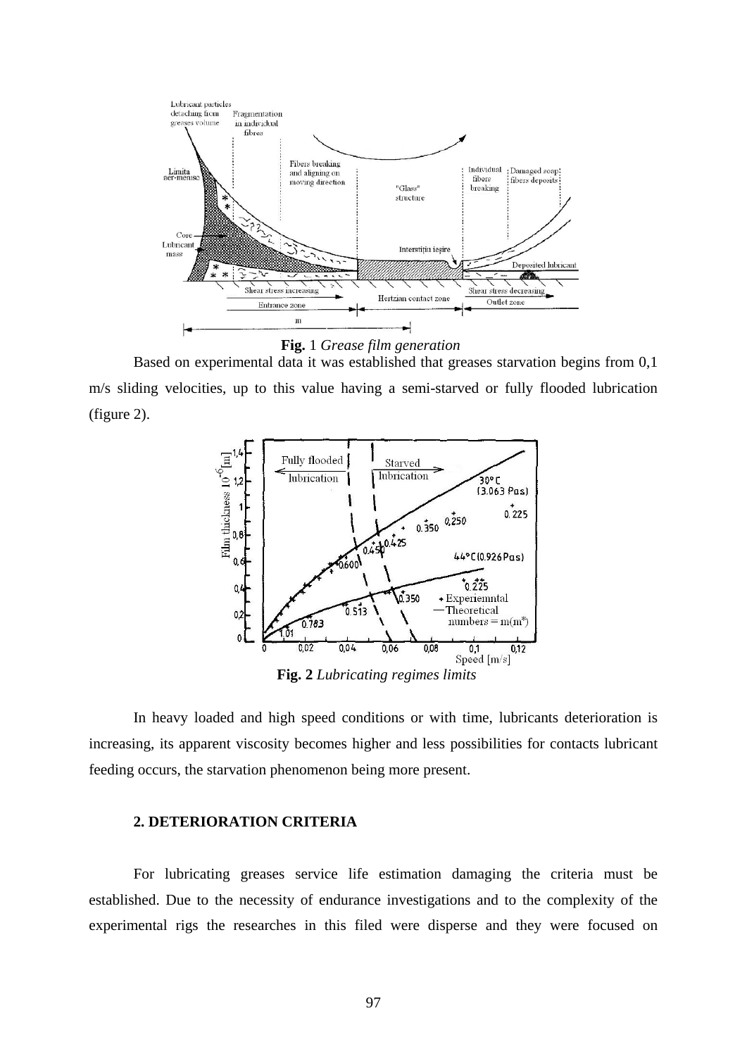**Fig.** 1 *Grease film generation*

Based on experimental data it was established that greases starvation begins from 0,1 m/s sliding velocities, up to this value having a semi-starved or fully flooded lubrication (figure 2).

**Fig. 2** *Lubricating regimes limits*

In heavy loaded and high speed conditions or with time, lubricants deterioration is increasing, its apparent viscosity becomes higher and less possibilities for contacts lubricant feeding occurs, the starvation phenomenon being more present.

## 2. DETERIORATION CRITERIA

For lubricating greases service life estimation damaging the criteria must be established. Due to the necessity of endurance investigations and to the complexity of the experimental rigs the researches in this filed were disperse and they were focused on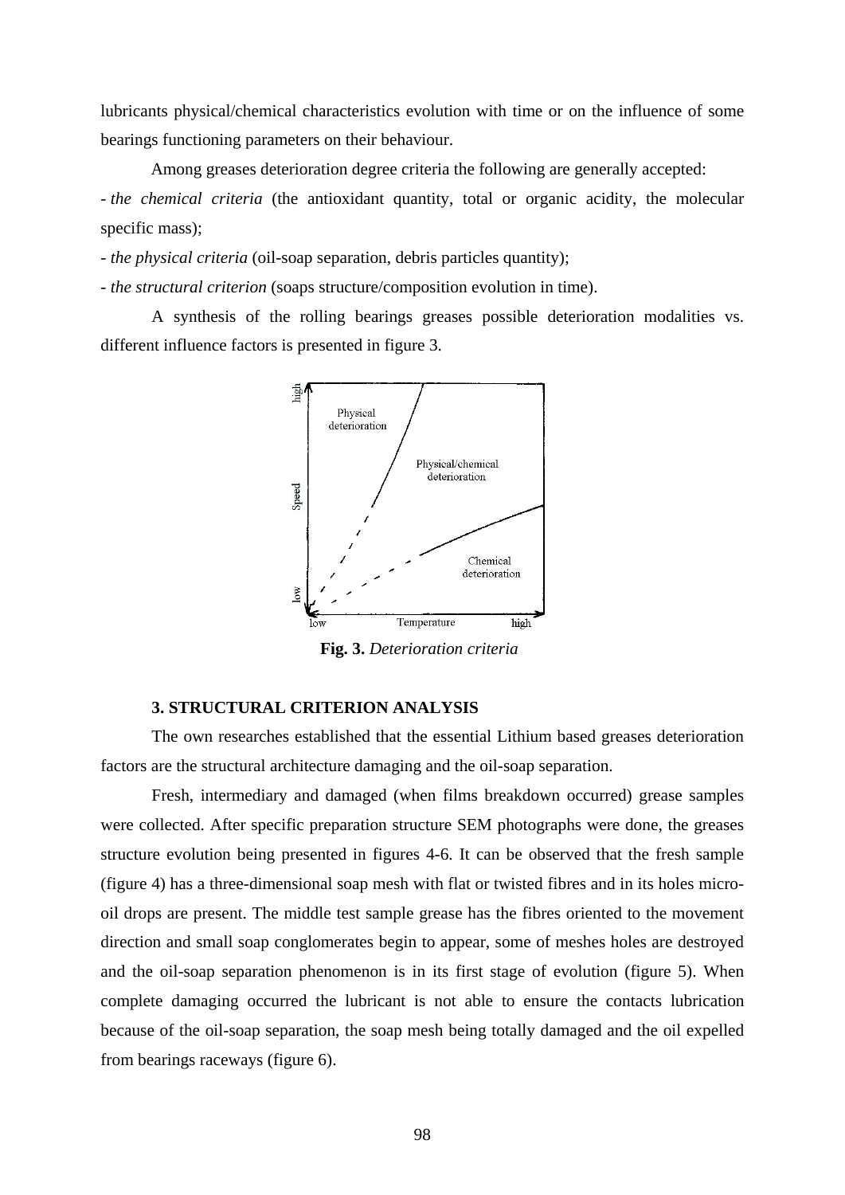lubricants physical/chemical characteristics evolution with time or on the influence of some bearings functioning parameters on their behaviour.

Among greases deterioration degree criteria the following are generally accepted:

- *the chemical criteria* (the antioxidant quantity, total or organic acidity, the molecular specific mass);
- *the physical criteria* (oil-soap separation, debris particles quantity);
- *the structural criterion* (soaps structure/composition evolution in time).

A synthesis of the rolling bearings greases possible deterioration modalities vs. different influence factors is presented in figure 3.

**Fig. 3.** *Deterioration criteria*

### 3. STRUCTURAL CRITERION ANALYSIS

The own researches established that the essential Lithium based greases deterioration factors are the structural architecture damaging and the oil-soap separation.

Fresh, intermediary and damaged (when films breakdown occurred) grease samples were collected. After specific preparation structure SEM photographs were done, the greases structure evolution being presented in figures 4-6. It can be observed that the fresh sample (figure 4) has a three-dimensional soap mesh with flat or twisted fibres and in its holes micro-oil drops are present. The middle test sample grease has the fibres oriented to the movement direction and small soap conglomerates begin to appear, some of meshes holes are destroyed and the oil-soap separation phenomenon is in its first stage of evolution (figure 5). When complete damaging occurred the lubricant is not able to ensure the contacts lubrication because of the oil-soap separation, the soap mesh being totally damaged and the oil expelled from bearings raceways (figure 6).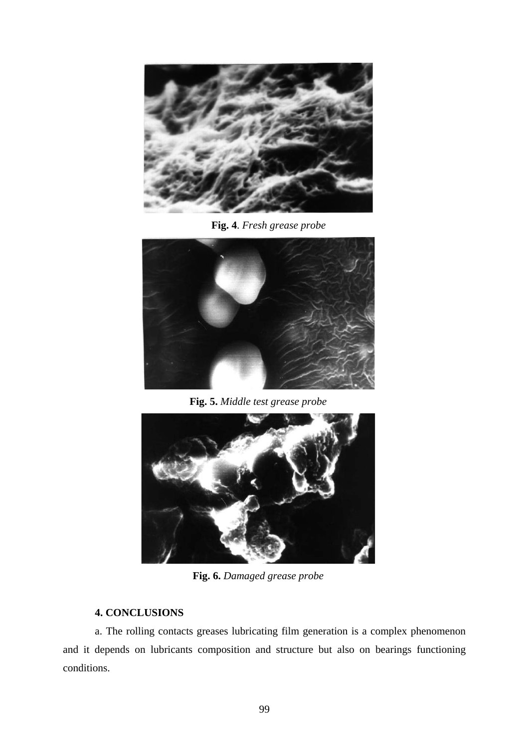**Fig. 4**. *Fresh grease probe*

**Fig. 5.** *Middle test grease probe*

**Fig. 6.** *Damaged grease probe*

**4. CONCLUSIONS**

a. The rolling contacts greases lubricating film generation is a complex phenomenon and it depends on lubricants composition and structure but also on bearings functioning conditions.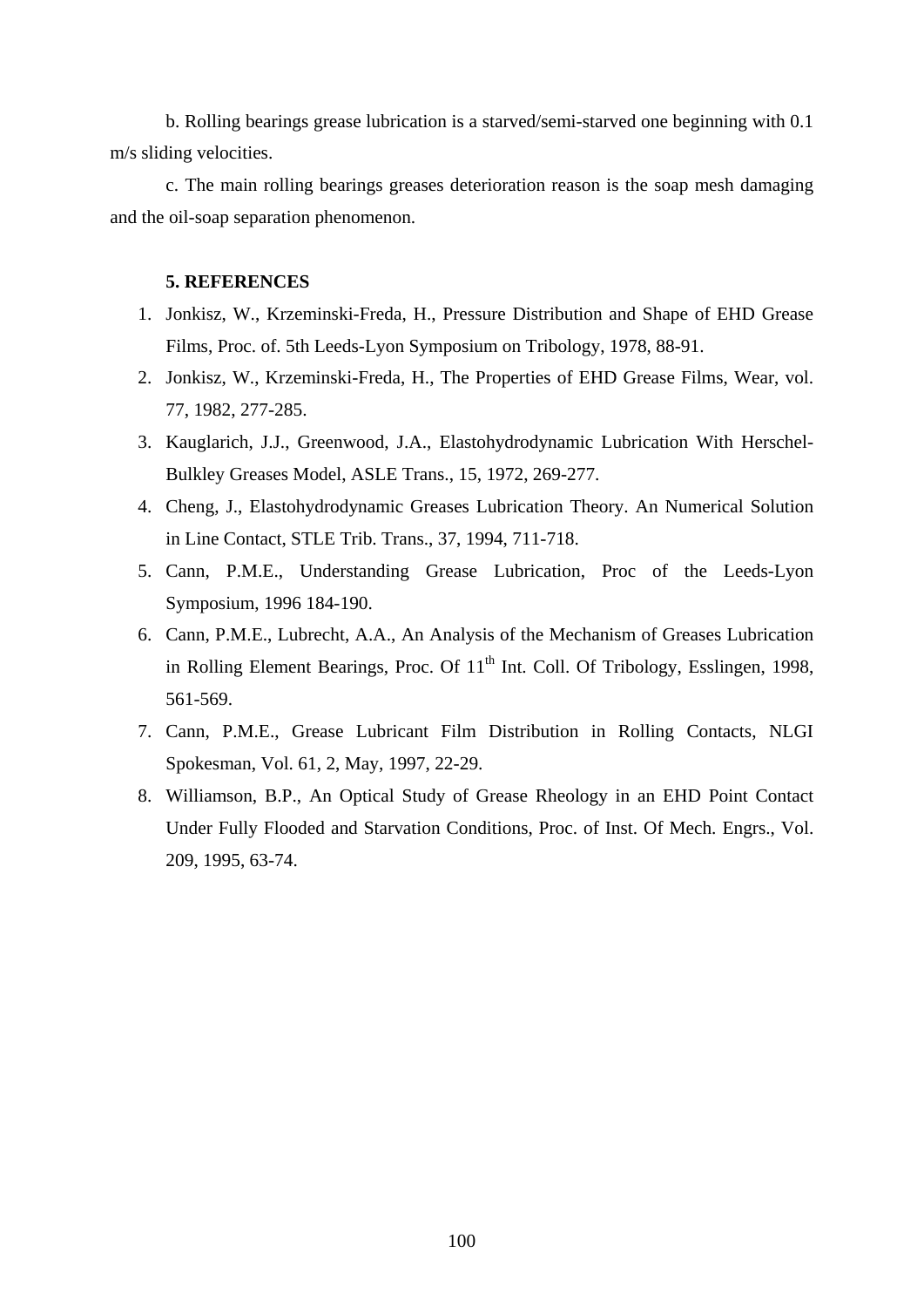b. Rolling bearings grease lubrication is a starved/semi-starved one beginning with 0.1 m/s sliding velocities.

c. The main rolling bearings greases deterioration reason is the soap mesh damaging and the oil-soap separation phenomenon.

## 5. REFERENCES

1. Jonkisz, W., Krzeminski-Freda, H., Pressure Distribution and Shape of EHD Grease Films, Proc. of. 5th Leeds-Lyon Symposium on Tribology, 1978, 88-91.
2. Jonkisz, W., Krzeminski-Freda, H., The Properties of EHD Grease Films, Wear, vol. 77, 1982, 277-285.
3. Kauglarich, J.J., Greenwood, J.A., Elastohydrodynamic Lubrication With Herschel-Bulkley Greases Model, ASLE Trans., 15, 1972, 269-277.
4. Cheng, J., Elastohydrodynamic Greases Lubrication Theory. An Numerical Solution in Line Contact, STLE Trib. Trans., 37, 1994, 711-718.
5. Cann, P.M.E., Understanding Grease Lubrication, Proc of the Leeds-Lyon Symposium, 1996 184-190.
6. Cann, P.M.E., Lubrecht, A.A., An Analysis of the Mechanism of Greases Lubrication in Rolling Element Bearings, Proc. Of 11th Int. Coll. Of Tribology, Esslingen, 1998, 561-569.
7. Cann, P.M.E., Grease Lubricant Film Distribution in Rolling Contacts, NLGI Spokesman, Vol. 61, 2, May, 1997, 22-29.
8. Williamson, B.P., An Optical Study of Grease Rheology in an EHD Point Contact Under Fully Flooded and Starvation Conditions, Proc. of Inst. Of Mech. Engrs., Vol. 209, 1995, 63-74.